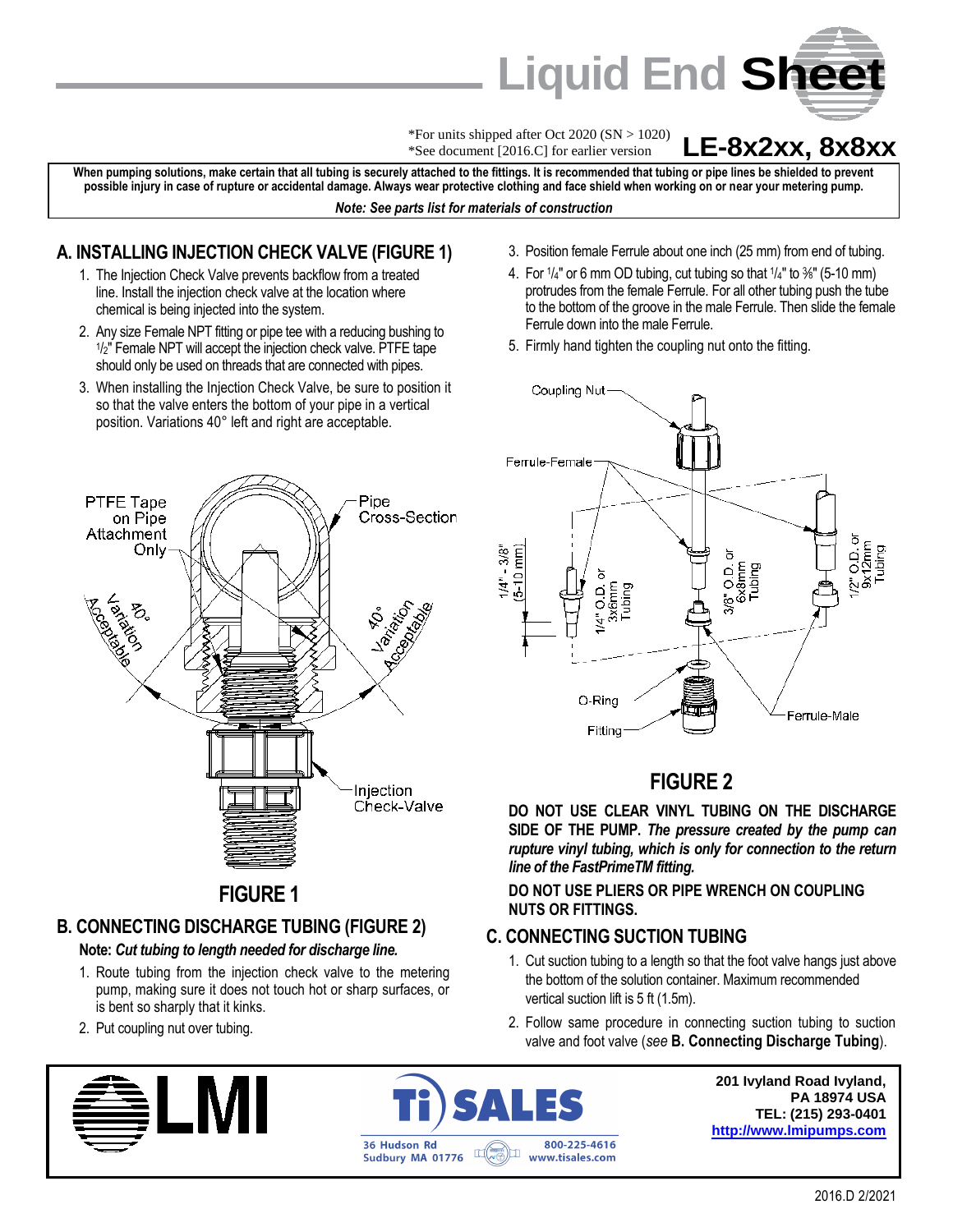# Liquid End Sheet

*For units shipped after Oct 2020 (SN > 1020)
*See document [2016.C] for earlier version

**LE-8x2xx, 8x8xx**

**When pumping solutions, make certain that all tubing is securely attached to the fittings. It is recommended that tubing or pipe lines be shielded to prevent possible injury in case of rupture or accidental damage. Always wear protective clothing and face shield when working on or near your metering pump.**

***Note: See parts list for materials of construction***

## A. INSTALLING INJECTION CHECK VALVE (FIGURE 1)

1. The Injection Check Valve prevents backflow from a treated line. Install the injection check valve at the location where chemical is being injected into the system.
2. Any size Female NPT fitting or pipe tee with a reducing bushing to 1/2" Female NPT will accept the injection check valve. PTFE tape should only be used on threads that are connected with pipes.
3. When installing the Injection Check Valve, be sure to position it so that the valve enters the bottom of your pipe in a vertical position. Variations 40° left and right are acceptable.

**FIGURE 1**

## B. CONNECTING DISCHARGE TUBING (FIGURE 2)

**Note:** ***Cut tubing to length needed for discharge line.***

1. Route tubing from the injection check valve to the metering pump, making sure it does not touch hot or sharp surfaces, or is bent so sharply that it kinks.
2. Put coupling nut over tubing.
3. Position female Ferrule about one inch (25 mm) from end of tubing.
4. For 1/4" or 6 mm OD tubing, cut tubing so that 1/4" to 3/8" (5-10 mm) protrudes from the female Ferrule. For all other tubing push the tube to the bottom of the groove in the male Ferrule. Then slide the female Ferrule down into the male Ferrule.
5. Firmly hand tighten the coupling nut onto the fitting.

**FIGURE 2**

**DO NOT USE CLEAR VINYL TUBING ON THE DISCHARGE SIDE OF THE PUMP.** ***The pressure created by the pump can rupture vinyl tubing, which is only for connection to the return line of the FastPrimeTM fitting.***

**DO NOT USE PLIERS OR PIPE WRENCH ON COUPLING NUTS OR FITTINGS.**

## C. CONNECTING SUCTION TUBING

1. Cut suction tubing to a length so that the foot valve hangs just above the bottom of the solution container. Maximum recommended vertical suction lift is 5 ft (1.5m).
2. Follow same procedure in connecting suction tubing to suction valve and foot valve (*see* **B. Connecting Discharge Tubing**).

LMI

Ti SALES
36 Hudson Rd, Sudbury MA 01776
800-225-4616
www.tisales.com

201 Ivyland Road Ivyland, PA 18974 USA
TEL: (215) 293-0401
http://www.lmipumps.com

2016.D 2/2021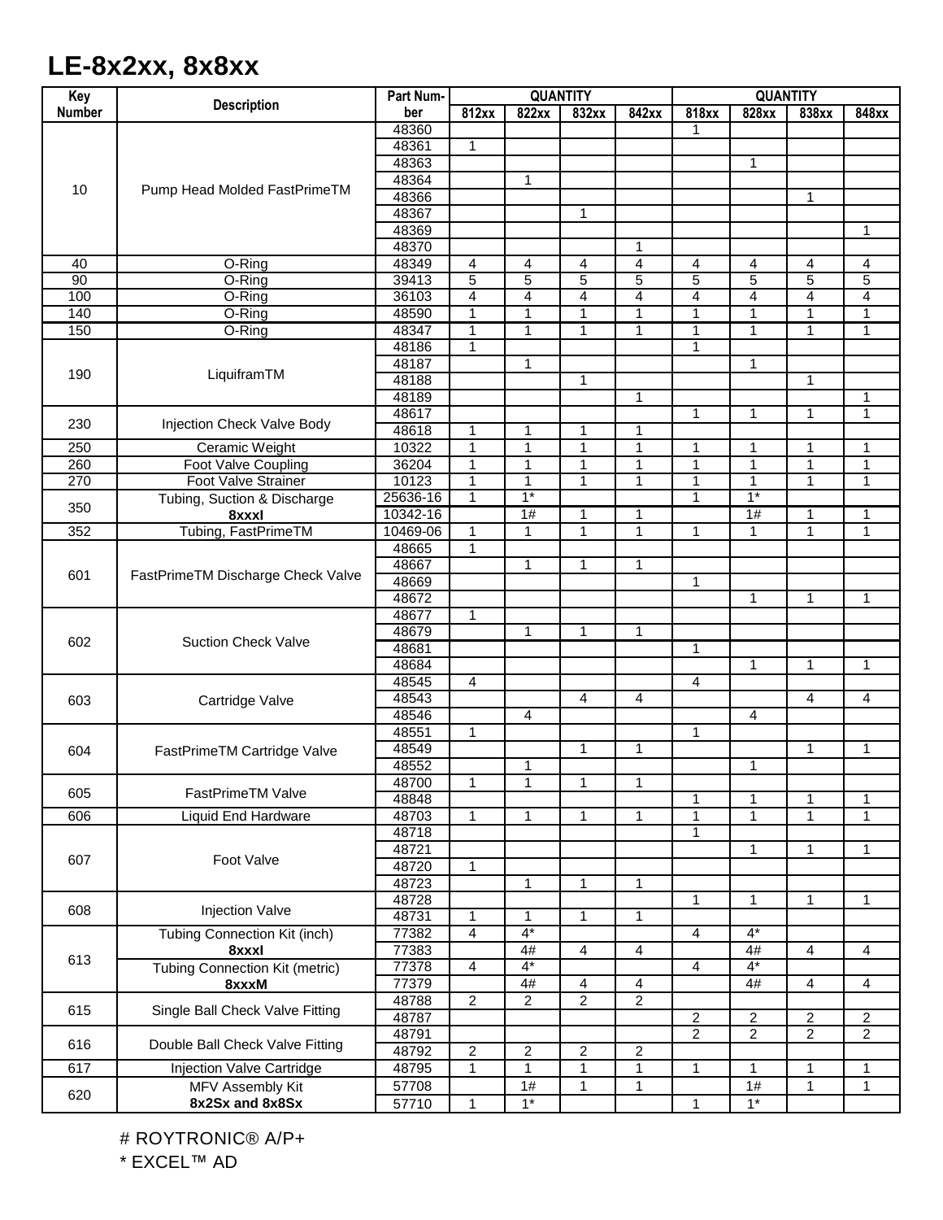# LE-8x2xx, 8x8xx

| Key Number | Description | Part Number | QUANTITY | | | | QUANTITY | | | |
|---|---|---|---|---|---|---|---|---|---|---|
| | | | 812xx | 822xx | 832xx | 842xx | 818xx | 828xx | 838xx | 848xx |
| 10 | Pump Head Molded FastPrimeTM | 48360 | | | | | 1 | | | |
| | | 48361 | 1 | | | | | | | |
| | | 48363 | | | | | | 1 | | |
| | | 48364 | | 1 | | | | | | |
| | | 48366 | | | | | | | 1 | |
| | | 48367 | | | 1 | | | | | |
| | | 48369 | | | | | | | | 1 |
| | | 48370 | | | | 1 | | | | |
| 40 | O-Ring | 48349 | 4 | 4 | 4 | 4 | 4 | 4 | 4 | 4 |
| 90 | O-Ring | 39413 | 5 | 5 | 5 | 5 | 5 | 5 | 5 | 5 |
| 100 | O-Ring | 36103 | 4 | 4 | 4 | 4 | 4 | 4 | 4 | 4 |
| 140 | O-Ring | 48590 | 1 | 1 | 1 | 1 | 1 | 1 | 1 | 1 |
| 150 | O-Ring | 48347 | 1 | 1 | 1 | 1 | 1 | 1 | 1 | 1 |
| 190 | LiquiframTM | 48186 | 1 | | | | 1 | | | |
| | | 48187 | | 1 | | | | 1 | | |
| | | 48188 | | | 1 | | | | 1 | |
| | | 48189 | | | | 1 | | | | 1 |
| 230 | Injection Check Valve Body | 48617 | | | | | 1 | 1 | 1 | 1 |
| | | 48618 | 1 | 1 | 1 | 1 | | | | |
| 250 | Ceramic Weight | 10322 | 1 | 1 | 1 | 1 | 1 | 1 | 1 | 1 |
| 260 | Foot Valve Coupling | 36204 | 1 | 1 | 1 | 1 | 1 | 1 | 1 | 1 |
| 270 | Foot Valve Strainer | 10123 | 1 | 1 | 1 | 1 | 1 | 1 | 1 | 1 |
| 350 | Tubing, Suction & Discharge | 25636-16 | 1 | 1* | | | 1 | 1* | | |
| | **8xxxI** | 10342-16 | | 1# | 1 | 1 | | 1# | 1 | 1 |
| 352 | Tubing, FastPrimeTM | 10469-06 | 1 | 1 | 1 | 1 | 1 | 1 | 1 | 1 |
| 601 | FastPrimeTM Discharge Check Valve | 48665 | 1 | | | | | | | |
| | | 48667 | | 1 | 1 | 1 | | | | |
| | | 48669 | | | | | 1 | | | |
| | | 48672 | | | | | | 1 | 1 | 1 |
| 602 | Suction Check Valve | 48677 | 1 | | | | | | | |
| | | 48679 | | 1 | 1 | 1 | | | | |
| | | 48681 | | | | | 1 | | | |
| | | 48684 | | | | | | 1 | 1 | 1 |
| 603 | Cartridge Valve | 48545 | 4 | | | | 4 | | | |
| | | 48543 | | | 4 | 4 | | | 4 | 4 |
| | | 48546 | | 4 | | | | 4 | | |
| 604 | FastPrimeTM Cartridge Valve | 48551 | 1 | | | | 1 | | | |
| | | 48549 | | | 1 | 1 | | | 1 | 1 |
| | | 48552 | | 1 | | | | 1 | | |
| 605 | FastPrimeTM Valve | 48700 | 1 | 1 | 1 | 1 | | | | |
| | | 48848 | | | | | 1 | 1 | 1 | 1 |
| 606 | Liquid End Hardware | 48703 | 1 | 1 | 1 | 1 | 1 | 1 | 1 | 1 |
| 607 | Foot Valve | 48718 | | | | | 1 | | | |
| | | 48721 | | | | | | 1 | 1 | 1 |
| | | 48720 | 1 | | | | | | | |
| | | 48723 | | 1 | 1 | 1 | | | | |
| 608 | Injection Valve | 48728 | | | | | 1 | 1 | 1 | 1 |
| | | 48731 | 1 | 1 | 1 | 1 | | | | |
| 613 | Tubing Connection Kit (inch) | 77382 | 4 | 4* | | | 4 | 4* | | |
| | **8xxxI** | 77383 | | 4# | 4 | 4 | | 4# | 4 | 4 |
| | Tubing Connection Kit (metric) | 77378 | 4 | 4* | | | 4 | 4* | | |
| | **8xxxM** | 77379 | | 4# | 4 | 4 | | 4# | 4 | 4 |
| 615 | Single Ball Check Valve Fitting | 48788 | 2 | 2 | 2 | 2 | | | | |
| | | 48787 | | | | | 2 | 2 | 2 | 2 |
| 616 | Double Ball Check Valve Fitting | 48791 | | | | | 2 | 2 | 2 | 2 |
| | | 48792 | 2 | 2 | 2 | 2 | | | | |
| 617 | Injection Valve Cartridge | 48795 | 1 | 1 | 1 | 1 | 1 | 1 | 1 | 1 |
| 620 | MFV Assembly Kit | 57708 | | 1# | 1 | 1 | | 1# | 1 | 1 |
| | **8x2Sx and 8x8Sx** | 57710 | 1 | 1* | | | 1 | 1* | | |

# ROYTRONIC® A/P+

* EXCEL™ AD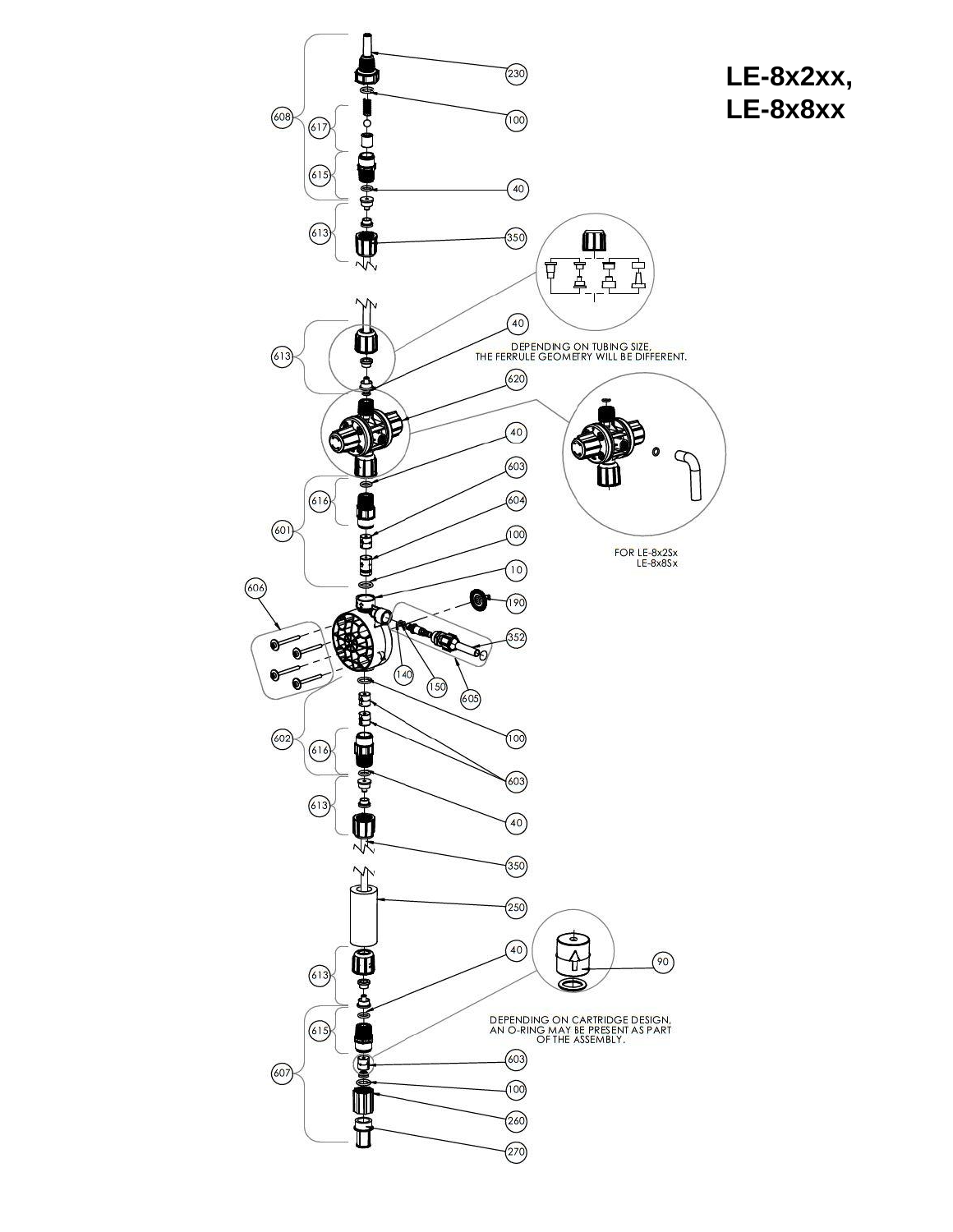# LE-8x2xx, LE-8x8xx

DEPENDING ON TUBING SIZE, THE FERRULE GEOMETRY WILL BE DIFFERENT.

FOR LE-8x2Sx LE-8x8Sx

DEPENDING ON CARTRIDGE DESIGN, AN O-RING MAY BE PRESENT AS PART OF THE ASSEMBLY.

608, 617, 615, 613, 230, 100, 40, 350, 620, 601, 616, 603, 604, 10, 606, 190, 352, 140, 150, 605, 602, 250, 90, 607, 260, 270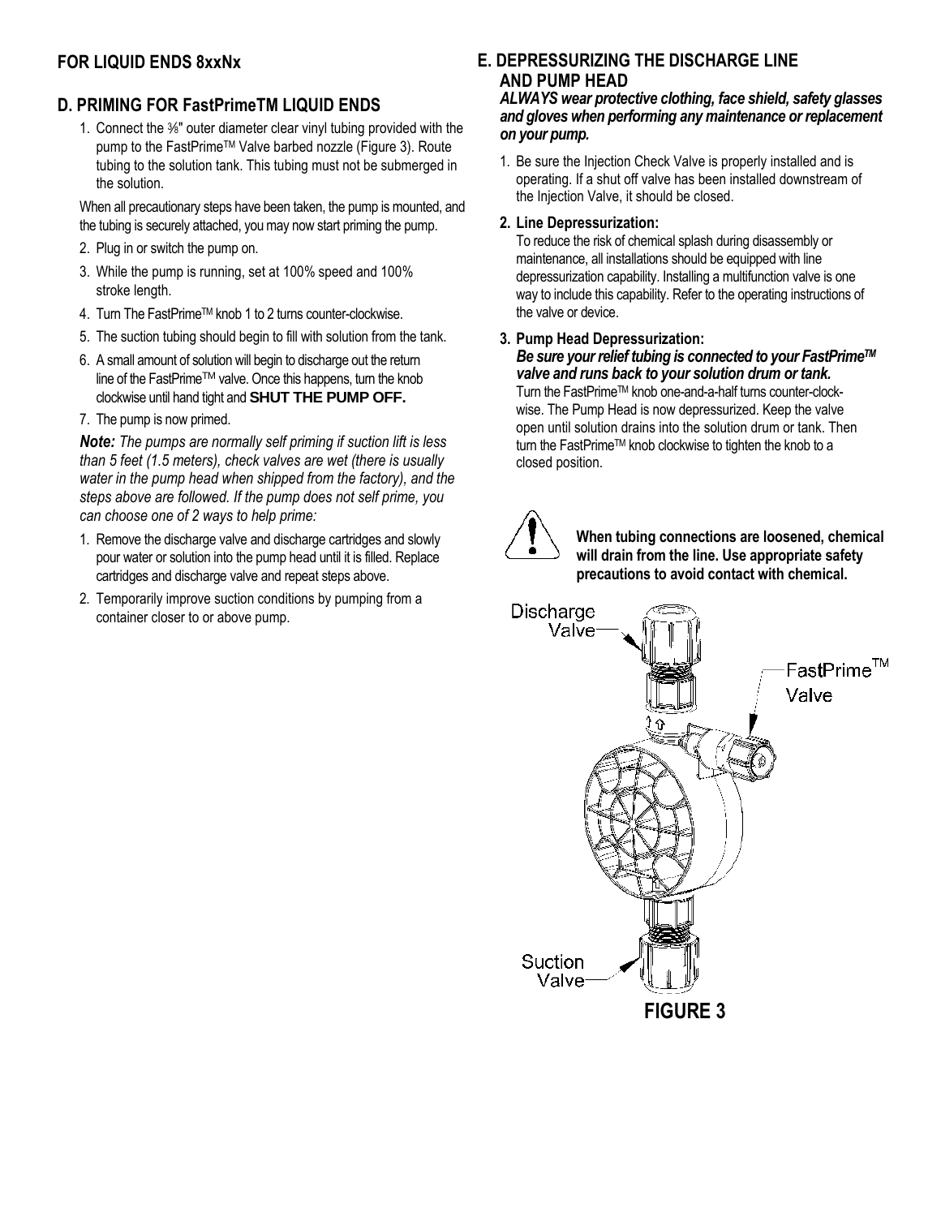## FOR LIQUID ENDS 8xxNx

## D. PRIMING FOR FastPrimeTM LIQUID ENDS

1. Connect the ⅜" outer diameter clear vinyl tubing provided with the pump to the FastPrime™ Valve barbed nozzle (Figure 3). Route tubing to the solution tank. This tubing must not be submerged in the solution.

When all precautionary steps have been taken, the pump is mounted, and the tubing is securely attached, you may now start priming the pump.

2. Plug in or switch the pump on.
3. While the pump is running, set at 100% speed and 100% stroke length.
4. Turn The FastPrime™ knob 1 to 2 turns counter-clockwise.
5. The suction tubing should begin to fill with solution from the tank.
6. A small amount of solution will begin to discharge out the return line of the FastPrime™ valve. Once this happens, turn the knob clockwise until hand tight and **SHUT THE PUMP OFF.**
7. The pump is now primed.

***Note:*** *The pumps are normally self priming if suction lift is less than 5 feet (1.5 meters), check valves are wet (there is usually water in the pump head when shipped from the factory), and the steps above are followed. If the pump does not self prime, you can choose one of 2 ways to help prime:*

1. Remove the discharge valve and discharge cartridges and slowly pour water or solution into the pump head until it is filled. Replace cartridges and discharge valve and repeat steps above.
2. Temporarily improve suction conditions by pumping from a container closer to or above pump.

## E. DEPRESSURIZING THE DISCHARGE LINE AND PUMP HEAD

***ALWAYS wear protective clothing, face shield, safety glasses and gloves when performing any maintenance or replacement on your pump.***

1. Be sure the Injection Check Valve is properly installed and is operating. If a shut off valve has been installed downstream of the Injection Valve, it should be closed.

2. **Line Depressurization:**
   To reduce the risk of chemical splash during disassembly or maintenance, all installations should be equipped with line depressurization capability. Installing a multifunction valve is one way to include this capability. Refer to the operating instructions of the valve or device.

3. **Pump Head Depressurization:**
   ***Be sure your relief tubing is connected to your FastPrime™ valve and runs back to your solution drum or tank.***
   Turn the FastPrime™ knob one-and-a-half turns counter-clockwise. The Pump Head is now depressurized. Keep the valve open until solution drains into the solution drum or tank. Then turn the FastPrime™ knob clockwise to tighten the knob to a closed position.

**When tubing connections are loosened, chemical will drain from the line. Use appropriate safety precautions to avoid contact with chemical.**

Discharge Valve

FastPrime™ Valve

Suction Valve

**FIGURE 3**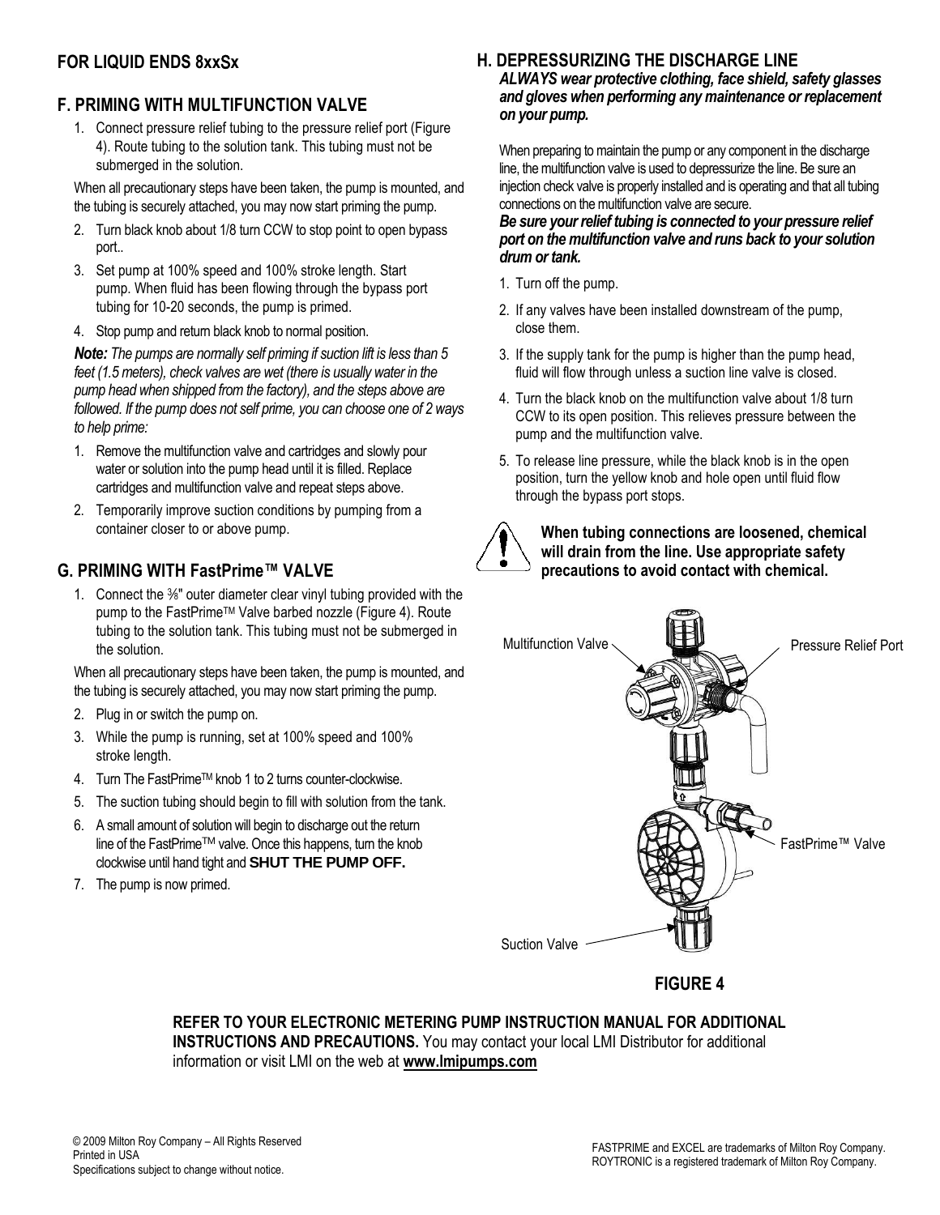## FOR LIQUID ENDS 8xxSx

## F. PRIMING WITH MULTIFUNCTION VALVE

1. Connect pressure relief tubing to the pressure relief port (Figure 4). Route tubing to the solution tank. This tubing must not be submerged in the solution.

When all precautionary steps have been taken, the pump is mounted, and the tubing is securely attached, you may now start priming the pump.

2. Turn black knob about 1/8 turn CCW to stop point to open bypass port..
3. Set pump at 100% speed and 100% stroke length. Start pump. When fluid has been flowing through the bypass port tubing for 10-20 seconds, the pump is primed.
4. Stop pump and return black knob to normal position.

***Note:*** *The pumps are normally self priming if suction lift is less than 5 feet (1.5 meters), check valves are wet (there is usually water in the pump head when shipped from the factory), and the steps above are followed. If the pump does not self prime, you can choose one of 2 ways to help prime:*

1. Remove the multifunction valve and cartridges and slowly pour water or solution into the pump head until it is filled. Replace cartridges and multifunction valve and repeat steps above.
2. Temporarily improve suction conditions by pumping from a container closer to or above pump.

## G. PRIMING WITH FastPrime™ VALVE

1. Connect the ⅜" outer diameter clear vinyl tubing provided with the pump to the FastPrime™ Valve barbed nozzle (Figure 4). Route tubing to the solution tank. This tubing must not be submerged in the solution.

When all precautionary steps have been taken, the pump is mounted, and the tubing is securely attached, you may now start priming the pump.

2. Plug in or switch the pump on.
3. While the pump is running, set at 100% speed and 100% stroke length.
4. Turn The FastPrime™ knob 1 to 2 turns counter-clockwise.
5. The suction tubing should begin to fill with solution from the tank.
6. A small amount of solution will begin to discharge out the return line of the FastPrime™ valve. Once this happens, turn the knob clockwise until hand tight and **SHUT THE PUMP OFF.**
7. The pump is now primed.

## H. DEPRESSURIZING THE DISCHARGE LINE

***ALWAYS wear protective clothing, face shield, safety glasses and gloves when performing any maintenance or replacement on your pump.***

When preparing to maintain the pump or any component in the discharge line, the multifunction valve is used to depressurize the line. Be sure an injection check valve is properly installed and is operating and that all tubing connections on the multifunction valve are secure.

***Be sure your relief tubing is connected to your pressure relief port on the multifunction valve and runs back to your solution drum or tank.***

1. Turn off the pump.
2. If any valves have been installed downstream of the pump, close them.
3. If the supply tank for the pump is higher than the pump head, fluid will flow through unless a suction line valve is closed.
4. Turn the black knob on the multifunction valve about 1/8 turn CCW to its open position. This relieves pressure between the pump and the multifunction valve.
5. To release line pressure, while the black knob is in the open position, turn the yellow knob and hole open until fluid flow through the bypass port stops.

**When tubing connections are loosened, chemical will drain from the line. Use appropriate safety precautions to avoid contact with chemical.**

Multifunction Valve

Pressure Relief Port

FastPrime™ Valve

Suction Valve

**FIGURE 4**

**REFER TO YOUR ELECTRONIC METERING PUMP INSTRUCTION MANUAL FOR ADDITIONAL INSTRUCTIONS AND PRECAUTIONS.** You may contact your local LMI Distributor for additional information or visit LMI on the web at **www.lmipumps.com**

© 2009 Milton Roy Company – All Rights Reserved
Printed in USA
Specifications subject to change without notice.

FASTPRIME and EXCEL are trademarks of Milton Roy Company.
ROYTRONIC is a registered trademark of Milton Roy Company.